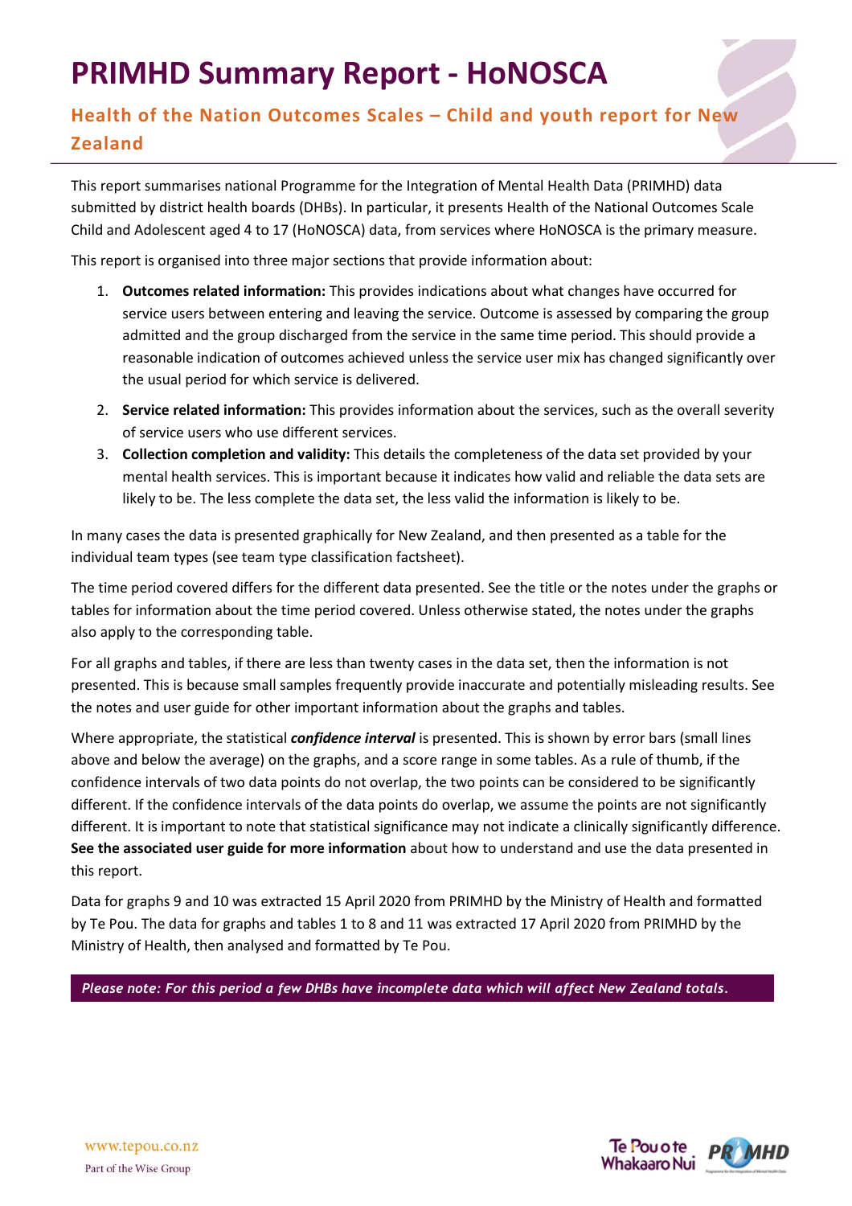# PRIMHD Summary Report - HoNOSCA

## Health of the Nation Outcomes Scales – Child and youth report for New Zealand

This report summarises national Programme for the Integration of Mental Health Data (PRIMHD) data submitted by district health boards (DHBs). In particular, it presents Health of the National Outcomes Scale Child and Adolescent aged 4 to 17 (HoNOSCA) data, from services where HoNOSCA is the primary measure.

This report is organised into three major sections that provide information about:

1. **Outcomes related information:** This provides indications about what changes have occurred for service users between entering and leaving the service. Outcome is assessed by comparing the group admitted and the group discharged from the service in the same time period. This should provide a reasonable indication of outcomes achieved unless the service user mix has changed significantly over the usual period for which service is delivered.
2. **Service related information:** This provides information about the services, such as the overall severity of service users who use different services.
3. **Collection completion and validity:** This details the completeness of the data set provided by your mental health services. This is important because it indicates how valid and reliable the data sets are likely to be. The less complete the data set, the less valid the information is likely to be.

In many cases the data is presented graphically for New Zealand, and then presented as a table for the individual team types (see team type classification factsheet).

The time period covered differs for the different data presented. See the title or the notes under the graphs or tables for information about the time period covered. Unless otherwise stated, the notes under the graphs also apply to the corresponding table.

For all graphs and tables, if there are less than twenty cases in the data set, then the information is not presented. This is because small samples frequently provide inaccurate and potentially misleading results. See the notes and user guide for other important information about the graphs and tables.

Where appropriate, the statistical ***confidence interval*** is presented. This is shown by error bars (small lines above and below the average) on the graphs, and a score range in some tables. As a rule of thumb, if the confidence intervals of two data points do not overlap, the two points can be considered to be significantly different. If the confidence intervals of the data points do overlap, we assume the points are not significantly different. It is important to note that statistical significance may not indicate a clinically significantly difference. **See the associated user guide for more information** about how to understand and use the data presented in this report.

Data for graphs 9 and 10 was extracted 15 April 2020 from PRIMHD by the Ministry of Health and formatted by Te Pou. The data for graphs and tables 1 to 8 and 11 was extracted 17 April 2020 from PRIMHD by the Ministry of Health, then analysed and formatted by Te Pou.

***Please note: For this period a few DHBs have incomplete data which will affect New Zealand totals.***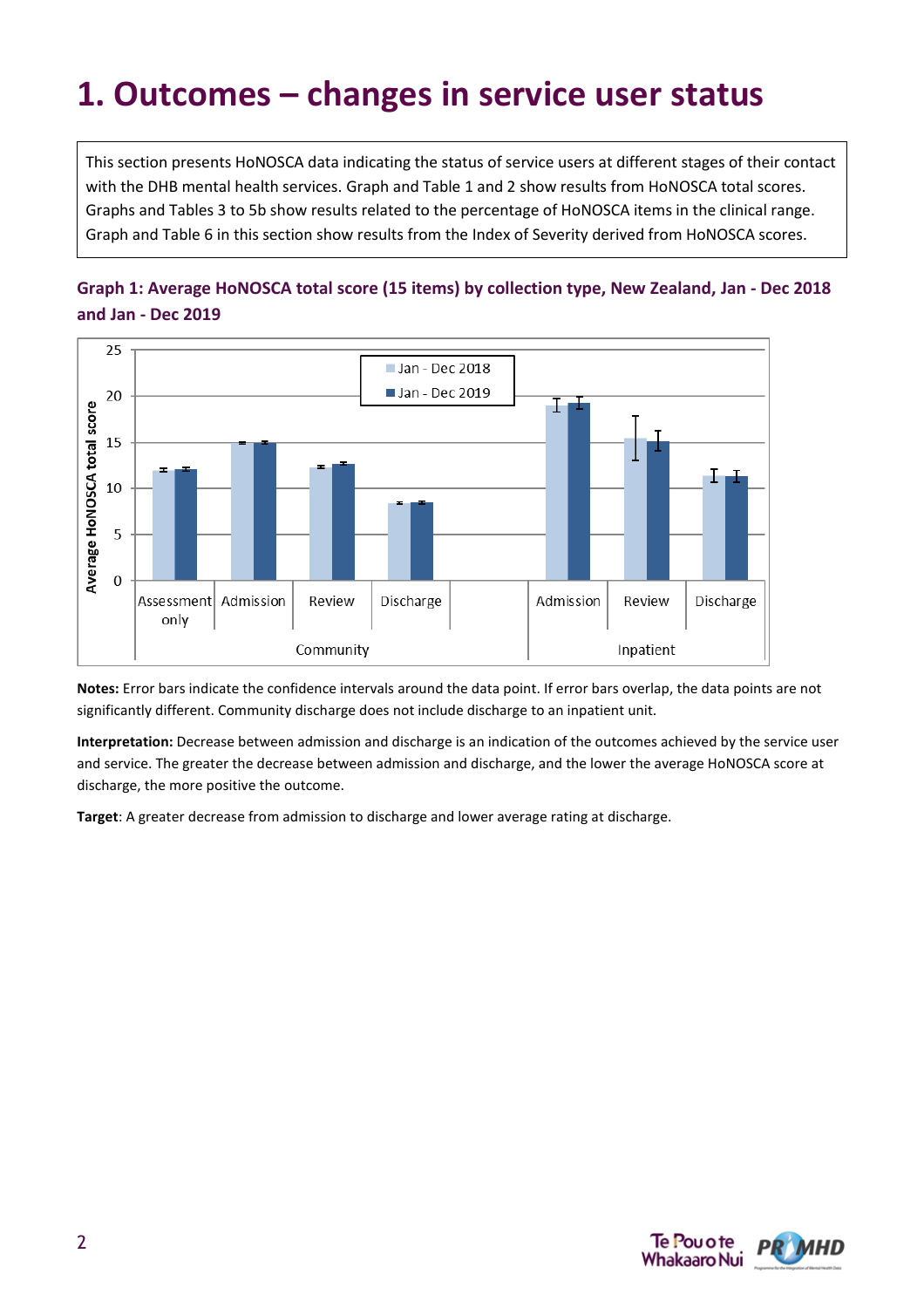# 1. Outcomes – changes in service user status

This section presents HoNOSCA data indicating the status of service users at different stages of their contact with the DHB mental health services. Graph and Table 1 and 2 show results from HoNOSCA total scores. Graphs and Tables 3 to 5b show results related to the percentage of HoNOSCA items in the clinical range. Graph and Table 6 in this section show results from the Index of Severity derived from HoNOSCA scores.

### Graph 1: Average HoNOSCA total score (15 items) by collection type, New Zealand, Jan - Dec 2018 and Jan - Dec 2019

**Notes:** Error bars indicate the confidence intervals around the data point. If error bars overlap, the data points are not significantly different. Community discharge does not include discharge to an inpatient unit.

**Interpretation:** Decrease between admission and discharge is an indication of the outcomes achieved by the service user and service. The greater the decrease between admission and discharge, and the lower the average HoNOSCA score at discharge, the more positive the outcome.

**Target**: A greater decrease from admission to discharge and lower average rating at discharge.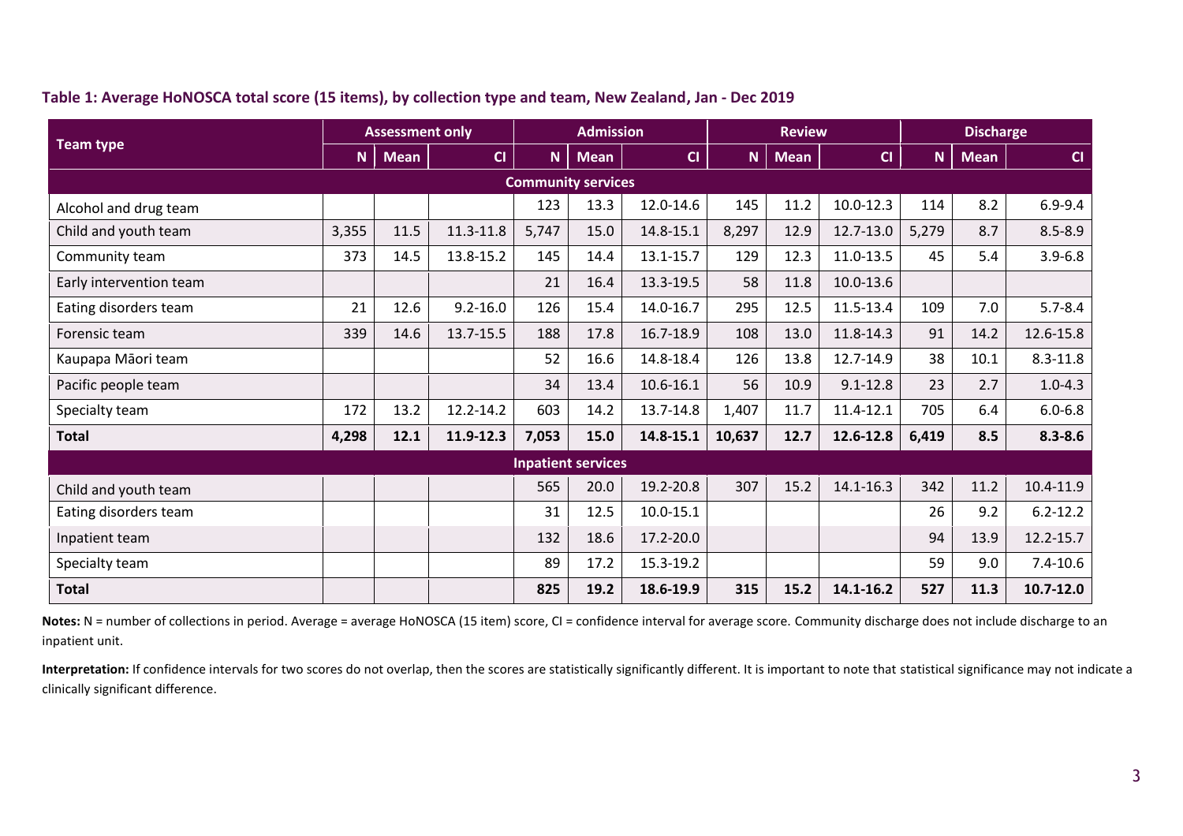**Table 1: Average HoNOSCA total score (15 items), by collection type and team, New Zealand, Jan - Dec 2019**

| Team type | Assessment only | | | Admission | | | Review | | | Discharge | | |
|---|---|---|---|---|---|---|---|---|---|---|---|---|
| | N | Mean | CI | N | Mean | CI | N | Mean | CI | N | Mean | CI |
| **Community services** | | | | | | | | | | | | |
| Alcohol and drug team | | | | 123 | 13.3 | 12.0-14.6 | 145 | 11.2 | 10.0-12.3 | 114 | 8.2 | 6.9-9.4 |
| Child and youth team | 3,355 | 11.5 | 11.3-11.8 | 5,747 | 15.0 | 14.8-15.1 | 8,297 | 12.9 | 12.7-13.0 | 5,279 | 8.7 | 8.5-8.9 |
| Community team | 373 | 14.5 | 13.8-15.2 | 145 | 14.4 | 13.1-15.7 | 129 | 12.3 | 11.0-13.5 | 45 | 5.4 | 3.9-6.8 |
| Early intervention team | | | | 21 | 16.4 | 13.3-19.5 | 58 | 11.8 | 10.0-13.6 | | | |
| Eating disorders team | 21 | 12.6 | 9.2-16.0 | 126 | 15.4 | 14.0-16.7 | 295 | 12.5 | 11.5-13.4 | 109 | 7.0 | 5.7-8.4 |
| Forensic team | 339 | 14.6 | 13.7-15.5 | 188 | 17.8 | 16.7-18.9 | 108 | 13.0 | 11.8-14.3 | 91 | 14.2 | 12.6-15.8 |
| Kaupapa Māori team | | | | 52 | 16.6 | 14.8-18.4 | 126 | 13.8 | 12.7-14.9 | 38 | 10.1 | 8.3-11.8 |
| Pacific people team | | | | 34 | 13.4 | 10.6-16.1 | 56 | 10.9 | 9.1-12.8 | 23 | 2.7 | 1.0-4.3 |
| Specialty team | 172 | 13.2 | 12.2-14.2 | 603 | 14.2 | 13.7-14.8 | 1,407 | 11.7 | 11.4-12.1 | 705 | 6.4 | 6.0-6.8 |
| **Total** | **4,298** | **12.1** | **11.9-12.3** | **7,053** | **15.0** | **14.8-15.1** | **10,637** | **12.7** | **12.6-12.8** | **6,419** | **8.5** | **8.3-8.6** |
| **Inpatient services** | | | | | | | | | | | | |
| Child and youth team | | | | 565 | 20.0 | 19.2-20.8 | 307 | 15.2 | 14.1-16.3 | 342 | 11.2 | 10.4-11.9 |
| Eating disorders team | | | | 31 | 12.5 | 10.0-15.1 | | | | 26 | 9.2 | 6.2-12.2 |
| Inpatient team | | | | 132 | 18.6 | 17.2-20.0 | | | | 94 | 13.9 | 12.2-15.7 |
| Specialty team | | | | 89 | 17.2 | 15.3-19.2 | | | | 59 | 9.0 | 7.4-10.6 |
| **Total** | | | | **825** | **19.2** | **18.6-19.9** | **315** | **15.2** | **14.1-16.2** | **527** | **11.3** | **10.7-12.0** |

**Notes:** N = number of collections in period. Average = average HoNOSCA (15 item) score, CI = confidence interval for average score. Community discharge does not include discharge to an inpatient unit.

**Interpretation:** If confidence intervals for two scores do not overlap, then the scores are statistically significantly different. It is important to note that statistical significance may not indicate a clinically significant difference.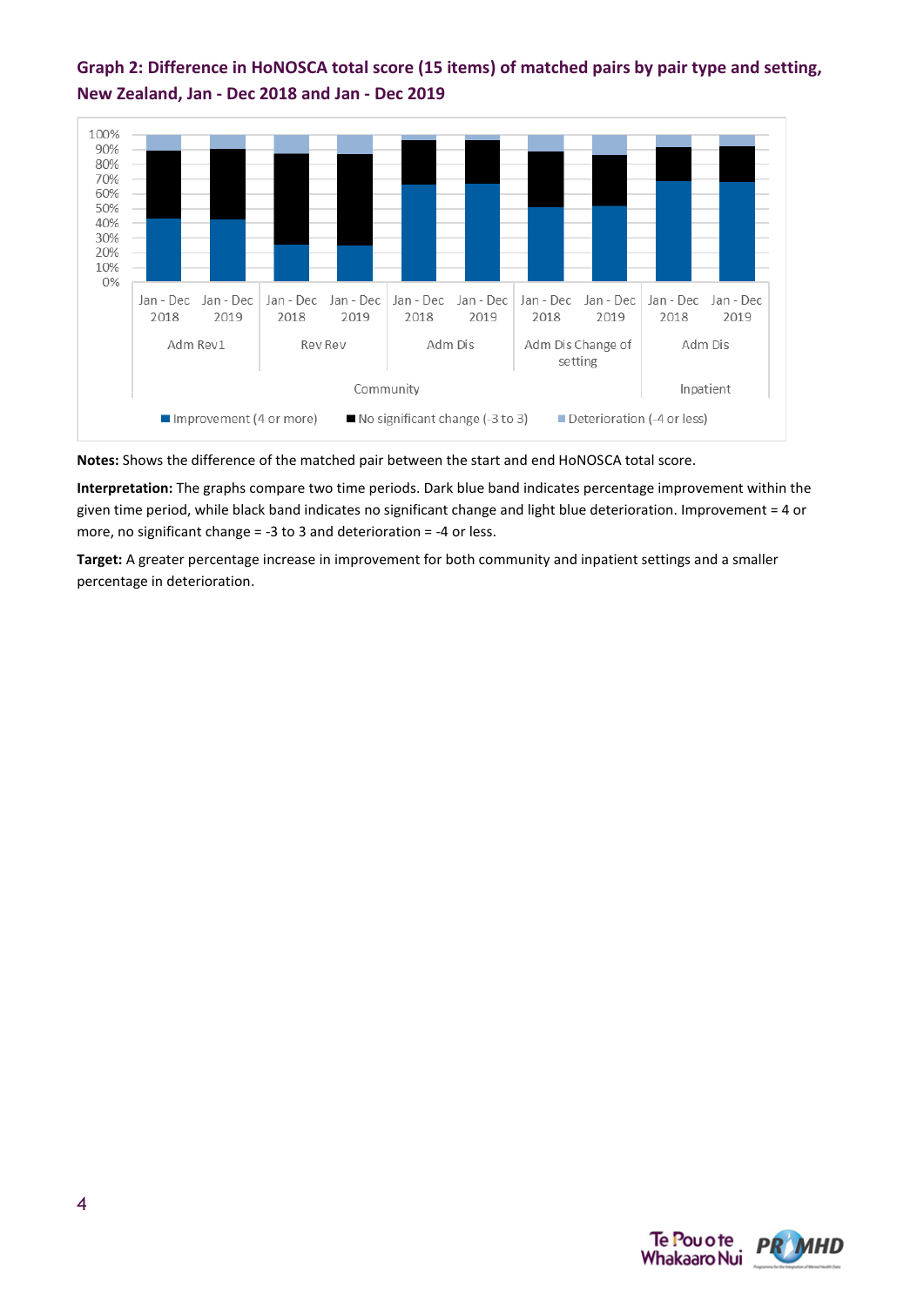### Graph 2: Difference in HoNOSCA total score (15 items) of matched pairs by pair type and setting, New Zealand, Jan - Dec 2018 and Jan - Dec 2019

**Notes:** Shows the difference of the matched pair between the start and end HoNOSCA total score.

**Interpretation:** The graphs compare two time periods. Dark blue band indicates percentage improvement within the given time period, while black band indicates no significant change and light blue deterioration. Improvement = 4 or more, no significant change = -3 to 3 and deterioration = -4 or less.

**Target:** A greater percentage increase in improvement for both community and inpatient settings and a smaller percentage in deterioration.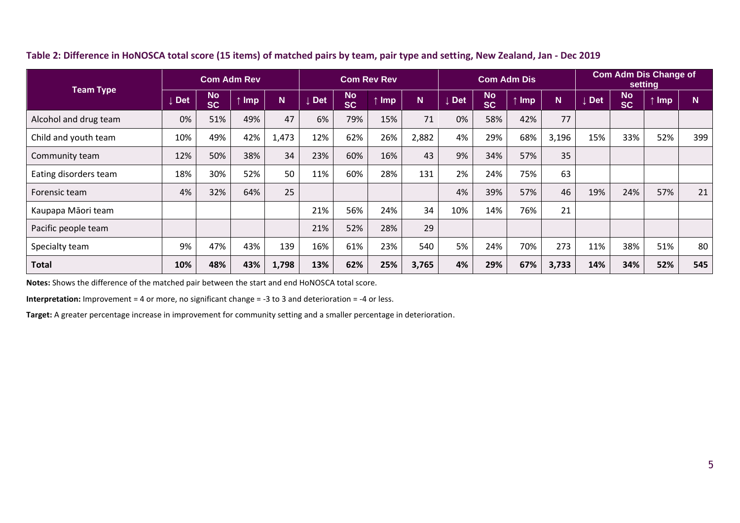**Table 2: Difference in HoNOSCA total score (15 items) of matched pairs by team, pair type and setting, New Zealand, Jan - Dec 2019**

| Team Type | Com Adm Rev | | | | Com Rev Rev | | | | Com Adm Dis | | | | Com Adm Dis Change of setting | | | |
|---|---|---|---|---|---|---|---|---|---|---|---|---|---|---|---|---|
| | ↓ Det | No SC | ↑ Imp | N | ↓ Det | No SC | ↑ Imp | N | ↓ Det | No SC | ↑ Imp | N | ↓ Det | No SC | ↑ Imp | N |
| Alcohol and drug team | 0% | 51% | 49% | 47 | 6% | 79% | 15% | 71 | 0% | 58% | 42% | 77 | | | | |
| Child and youth team | 10% | 49% | 42% | 1,473 | 12% | 62% | 26% | 2,882 | 4% | 29% | 68% | 3,196 | 15% | 33% | 52% | 399 |
| Community team | 12% | 50% | 38% | 34 | 23% | 60% | 16% | 43 | 9% | 34% | 57% | 35 | | | | |
| Eating disorders team | 18% | 30% | 52% | 50 | 11% | 60% | 28% | 131 | 2% | 24% | 75% | 63 | | | | |
| Forensic team | 4% | 32% | 64% | 25 | | | | | 4% | 39% | 57% | 46 | 19% | 24% | 57% | 21 |
| Kaupapa Māori team | | | | | 21% | 56% | 24% | 34 | 10% | 14% | 76% | 21 | | | | |
| Pacific people team | | | | | 21% | 52% | 28% | 29 | | | | | | | | |
| Specialty team | 9% | 47% | 43% | 139 | 16% | 61% | 23% | 540 | 5% | 24% | 70% | 273 | 11% | 38% | 51% | 80 |
| **Total** | **10%** | **48%** | **43%** | **1,798** | **13%** | **62%** | **25%** | **3,765** | **4%** | **29%** | **67%** | **3,733** | **14%** | **34%** | **52%** | **545** |

**Notes:** Shows the difference of the matched pair between the start and end HoNOSCA total score.

**Interpretation:** Improvement = 4 or more, no significant change = -3 to 3 and deterioration = -4 or less.

**Target:** A greater percentage increase in improvement for community setting and a smaller percentage in deterioration.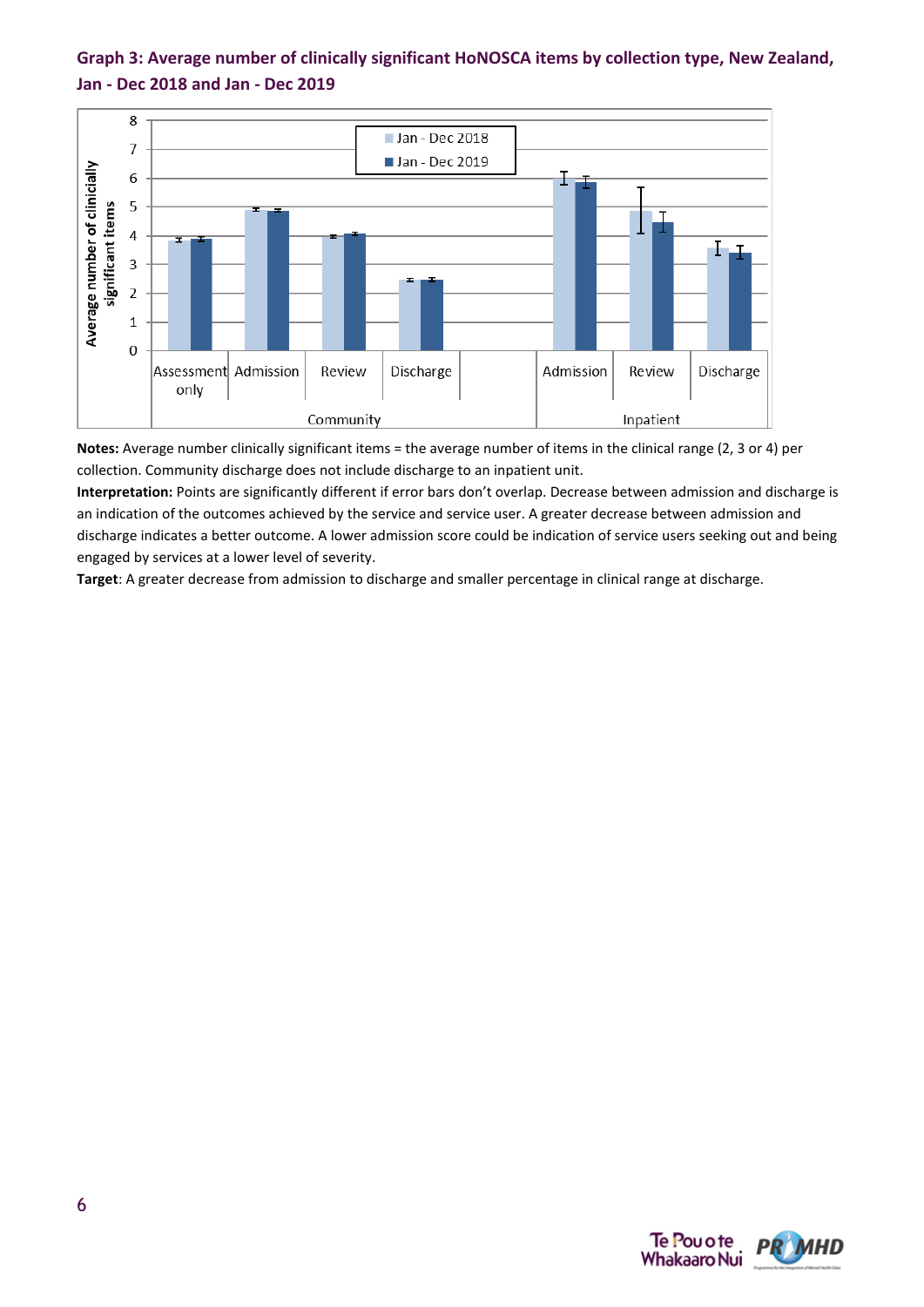### Graph 3: Average number of clinically significant HoNOSCA items by collection type, New Zealand, Jan - Dec 2018 and Jan - Dec 2019

**Notes:** Average number clinically significant items = the average number of items in the clinical range (2, 3 or 4) per collection. Community discharge does not include discharge to an inpatient unit.

**Interpretation:** Points are significantly different if error bars don't overlap. Decrease between admission and discharge is an indication of the outcomes achieved by the service and service user. A greater decrease between admission and discharge indicates a better outcome. A lower admission score could be indication of service users seeking out and being engaged by services at a lower level of severity.

**Target**: A greater decrease from admission to discharge and smaller percentage in clinical range at discharge.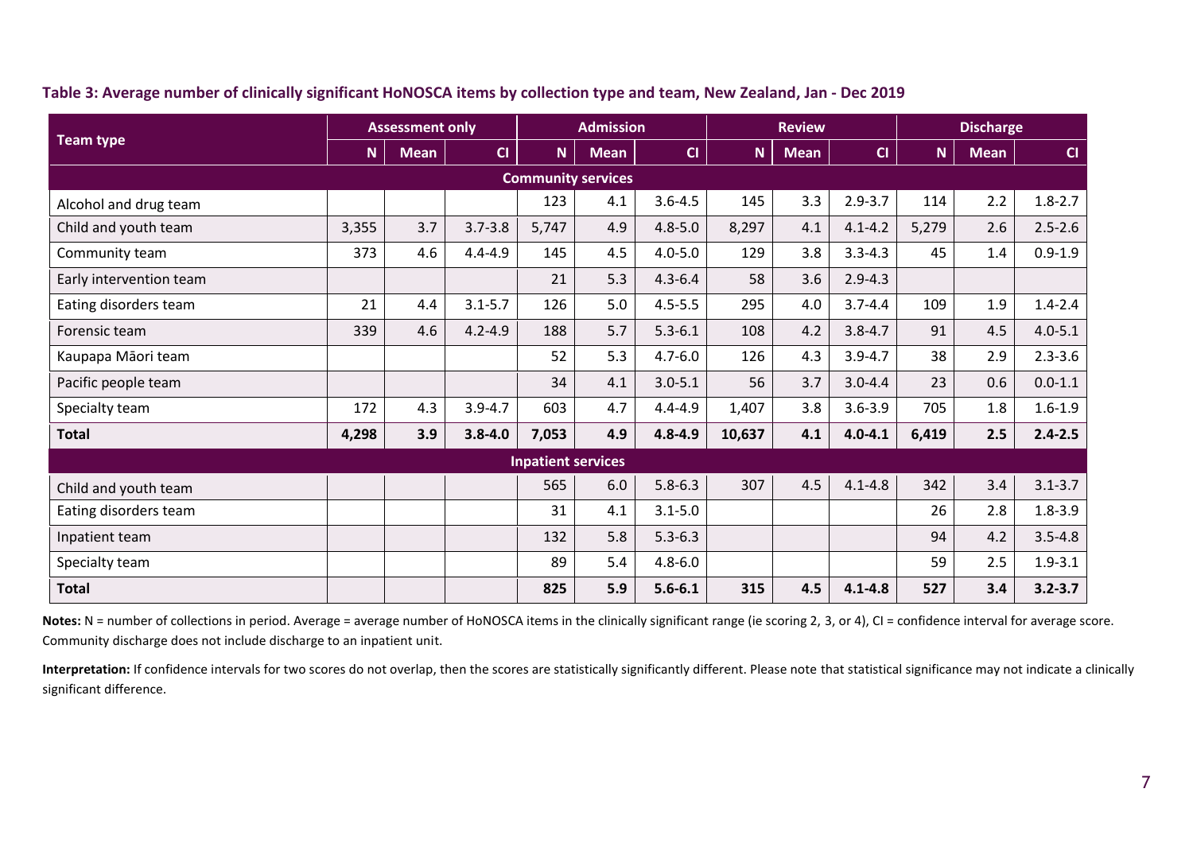**Table 3: Average number of clinically significant HoNOSCA items by collection type and team, New Zealand, Jan - Dec 2019**

| Team type | Assessment only | | | Admission | | | Review | | | Discharge | | |
|---|---|---|---|---|---|---|---|---|---|---|---|---|
| | N | Mean | CI | N | Mean | CI | N | Mean | CI | N | Mean | CI |
| **Community services** | | | | | | | | | | | | |
| Alcohol and drug team | | | | 123 | 4.1 | 3.6-4.5 | 145 | 3.3 | 2.9-3.7 | 114 | 2.2 | 1.8-2.7 |
| Child and youth team | 3,355 | 3.7 | 3.7-3.8 | 5,747 | 4.9 | 4.8-5.0 | 8,297 | 4.1 | 4.1-4.2 | 5,279 | 2.6 | 2.5-2.6 |
| Community team | 373 | 4.6 | 4.4-4.9 | 145 | 4.5 | 4.0-5.0 | 129 | 3.8 | 3.3-4.3 | 45 | 1.4 | 0.9-1.9 |
| Early intervention team | | | | 21 | 5.3 | 4.3-6.4 | 58 | 3.6 | 2.9-4.3 | | | |
| Eating disorders team | 21 | 4.4 | 3.1-5.7 | 126 | 5.0 | 4.5-5.5 | 295 | 4.0 | 3.7-4.4 | 109 | 1.9 | 1.4-2.4 |
| Forensic team | 339 | 4.6 | 4.2-4.9 | 188 | 5.7 | 5.3-6.1 | 108 | 4.2 | 3.8-4.7 | 91 | 4.5 | 4.0-5.1 |
| Kaupapa Māori team | | | | 52 | 5.3 | 4.7-6.0 | 126 | 4.3 | 3.9-4.7 | 38 | 2.9 | 2.3-3.6 |
| Pacific people team | | | | 34 | 4.1 | 3.0-5.1 | 56 | 3.7 | 3.0-4.4 | 23 | 0.6 | 0.0-1.1 |
| Specialty team | 172 | 4.3 | 3.9-4.7 | 603 | 4.7 | 4.4-4.9 | 1,407 | 3.8 | 3.6-3.9 | 705 | 1.8 | 1.6-1.9 |
| **Total** | **4,298** | **3.9** | **3.8-4.0** | **7,053** | **4.9** | **4.8-4.9** | **10,637** | **4.1** | **4.0-4.1** | **6,419** | **2.5** | **2.4-2.5** |
| **Inpatient services** | | | | | | | | | | | | |
| Child and youth team | | | | 565 | 6.0 | 5.8-6.3 | 307 | 4.5 | 4.1-4.8 | 342 | 3.4 | 3.1-3.7 |
| Eating disorders team | | | | 31 | 4.1 | 3.1-5.0 | | | | 26 | 2.8 | 1.8-3.9 |
| Inpatient team | | | | 132 | 5.8 | 5.3-6.3 | | | | 94 | 4.2 | 3.5-4.8 |
| Specialty team | | | | 89 | 5.4 | 4.8-6.0 | | | | 59 | 2.5 | 1.9-3.1 |
| **Total** | | | | **825** | **5.9** | **5.6-6.1** | **315** | **4.5** | **4.1-4.8** | **527** | **3.4** | **3.2-3.7** |

**Notes:** N = number of collections in period. Average = average number of HoNOSCA items in the clinically significant range (ie scoring 2, 3, or 4), CI = confidence interval for average score. Community discharge does not include discharge to an inpatient unit.

**Interpretation:** If confidence intervals for two scores do not overlap, then the scores are statistically significantly different. Please note that statistical significance may not indicate a clinically significant difference.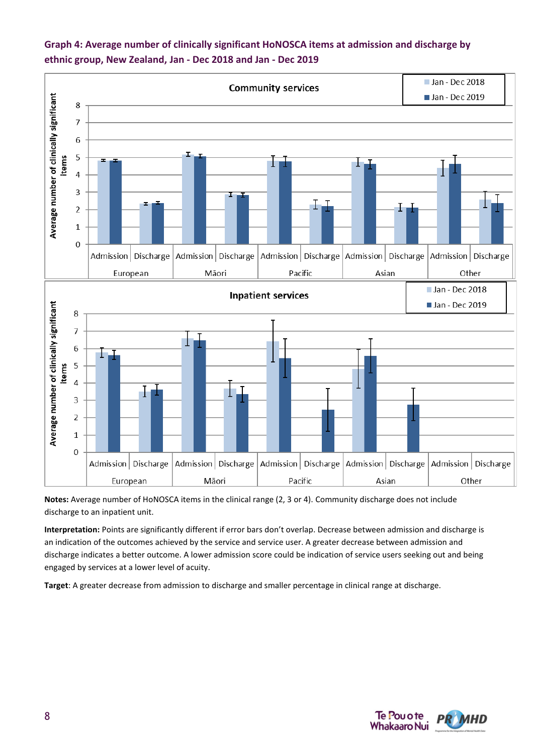**Graph 4: Average number of clinically significant HoNOSCA items at admission and discharge by ethnic group, New Zealand, Jan - Dec 2018 and Jan - Dec 2019**

**Notes:** Average number of HoNOSCA items in the clinical range (2, 3 or 4). Community discharge does not include discharge to an inpatient unit.

**Interpretation:** Points are significantly different if error bars don't overlap. Decrease between admission and discharge is an indication of the outcomes achieved by the service and service user. A greater decrease between admission and discharge indicates a better outcome. A lower admission score could be indication of service users seeking out and being engaged by services at a lower level of acuity.

**Target**: A greater decrease from admission to discharge and smaller percentage in clinical range at discharge.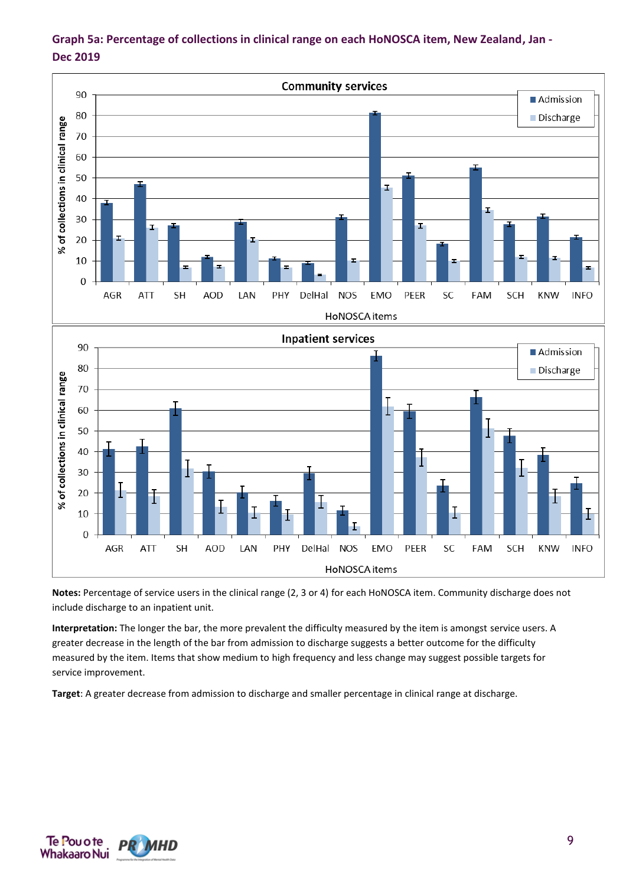**Graph 5a: Percentage of collections in clinical range on each HoNOSCA item, New Zealand, Jan - Dec 2019**

**Notes:** Percentage of service users in the clinical range (2, 3 or 4) for each HoNOSCA item. Community discharge does not include discharge to an inpatient unit.

**Interpretation:** The longer the bar, the more prevalent the difficulty measured by the item is amongst service users. A greater decrease in the length of the bar from admission to discharge suggests a better outcome for the difficulty measured by the item. Items that show medium to high frequency and less change may suggest possible targets for service improvement.

**Target**: A greater decrease from admission to discharge and smaller percentage in clinical range at discharge.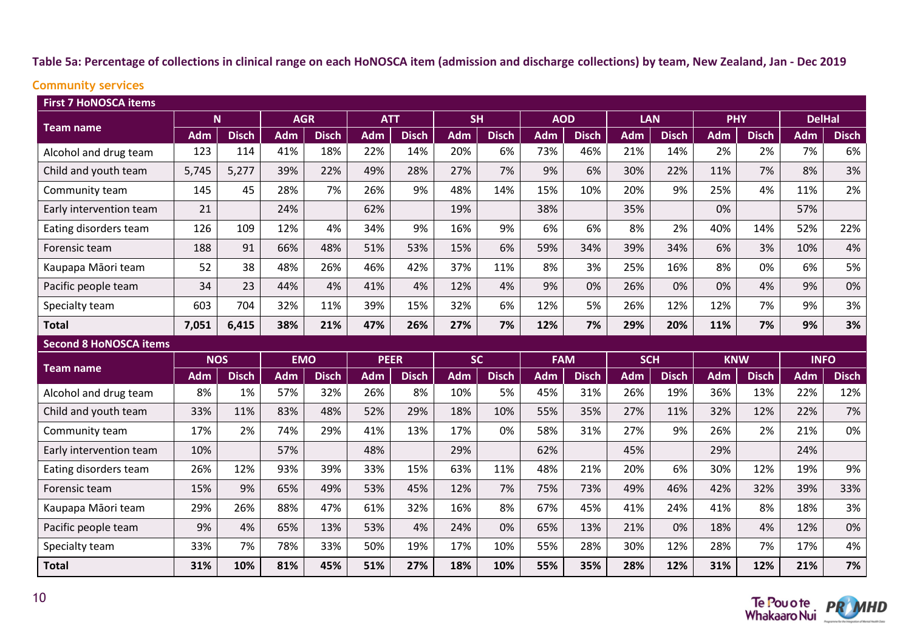**Table 5a: Percentage of collections in clinical range on each HoNOSCA item (admission and discharge collections) by team, New Zealand, Jan - Dec 2019**

**Community services**

| First 7 HoNOSCA items | | | | | | | | | | | | | | | | |
|---|---|---|---|---|---|---|---|---|---|---|---|---|---|---|---|---|
| Team name | N | | AGR | | ATT | | SH | | AOD | | LAN | | PHY | | DelHal | |
| | Adm | Disch | Adm | Disch | Adm | Disch | Adm | Disch | Adm | Disch | Adm | Disch | Adm | Disch | Adm | Disch |
| Alcohol and drug team | 123 | 114 | 41% | 18% | 22% | 14% | 20% | 6% | 73% | 46% | 21% | 14% | 2% | 2% | 7% | 6% |
| Child and youth team | 5,745 | 5,277 | 39% | 22% | 49% | 28% | 27% | 7% | 9% | 6% | 30% | 22% | 11% | 7% | 8% | 3% |
| Community team | 145 | 45 | 28% | 7% | 26% | 9% | 48% | 14% | 15% | 10% | 20% | 9% | 25% | 4% | 11% | 2% |
| Early intervention team | 21 | | 24% | | 62% | | 19% | | 38% | | 35% | | 0% | | 57% | |
| Eating disorders team | 126 | 109 | 12% | 4% | 34% | 9% | 16% | 9% | 6% | 6% | 8% | 2% | 40% | 14% | 52% | 22% |
| Forensic team | 188 | 91 | 66% | 48% | 51% | 53% | 15% | 6% | 59% | 34% | 39% | 34% | 6% | 3% | 10% | 4% |
| Kaupapa Māori team | 52 | 38 | 48% | 26% | 46% | 42% | 37% | 11% | 8% | 3% | 25% | 16% | 8% | 0% | 6% | 5% |
| Pacific people team | 34 | 23 | 44% | 4% | 41% | 4% | 12% | 4% | 9% | 0% | 26% | 0% | 0% | 4% | 9% | 0% |
| Specialty team | 603 | 704 | 32% | 11% | 39% | 15% | 32% | 6% | 12% | 5% | 26% | 12% | 12% | 7% | 9% | 3% |
| **Total** | **7,051** | **6,415** | **38%** | **21%** | **47%** | **26%** | **27%** | **7%** | **12%** | **7%** | **29%** | **20%** | **11%** | **7%** | **9%** | **3%** |
| **Second 8 HoNOSCA items** | | | | | | | | | | | | | | | | |
| Team name | NOS | | EMO | | PEER | | SC | | FAM | | SCH | | KNW | | INFO | |
| | Adm | Disch | Adm | Disch | Adm | Disch | Adm | Disch | Adm | Disch | Adm | Disch | Adm | Disch | Adm | Disch |
| Alcohol and drug team | 8% | 1% | 57% | 32% | 26% | 8% | 10% | 5% | 45% | 31% | 26% | 19% | 36% | 13% | 22% | 12% |
| Child and youth team | 33% | 11% | 83% | 48% | 52% | 29% | 18% | 10% | 55% | 35% | 27% | 11% | 32% | 12% | 22% | 7% |
| Community team | 17% | 2% | 74% | 29% | 41% | 13% | 17% | 0% | 58% | 31% | 27% | 9% | 26% | 2% | 21% | 0% |
| Early intervention team | 10% | | 57% | | 48% | | 29% | | 62% | | 45% | | 29% | | 24% | |
| Eating disorders team | 26% | 12% | 93% | 39% | 33% | 15% | 63% | 11% | 48% | 21% | 20% | 6% | 30% | 12% | 19% | 9% |
| Forensic team | 15% | 9% | 65% | 49% | 53% | 45% | 12% | 7% | 75% | 73% | 49% | 46% | 42% | 32% | 39% | 33% |
| Kaupapa Māori team | 29% | 26% | 88% | 47% | 61% | 32% | 16% | 8% | 67% | 45% | 41% | 24% | 41% | 8% | 18% | 3% |
| Pacific people team | 9% | 4% | 65% | 13% | 53% | 4% | 24% | 0% | 65% | 13% | 21% | 0% | 18% | 4% | 12% | 0% |
| Specialty team | 33% | 7% | 78% | 33% | 50% | 19% | 17% | 10% | 55% | 28% | 30% | 12% | 28% | 7% | 17% | 4% |
| **Total** | **31%** | **10%** | **81%** | **45%** | **51%** | **27%** | **18%** | **10%** | **55%** | **35%** | **28%** | **12%** | **31%** | **12%** | **21%** | **7%** |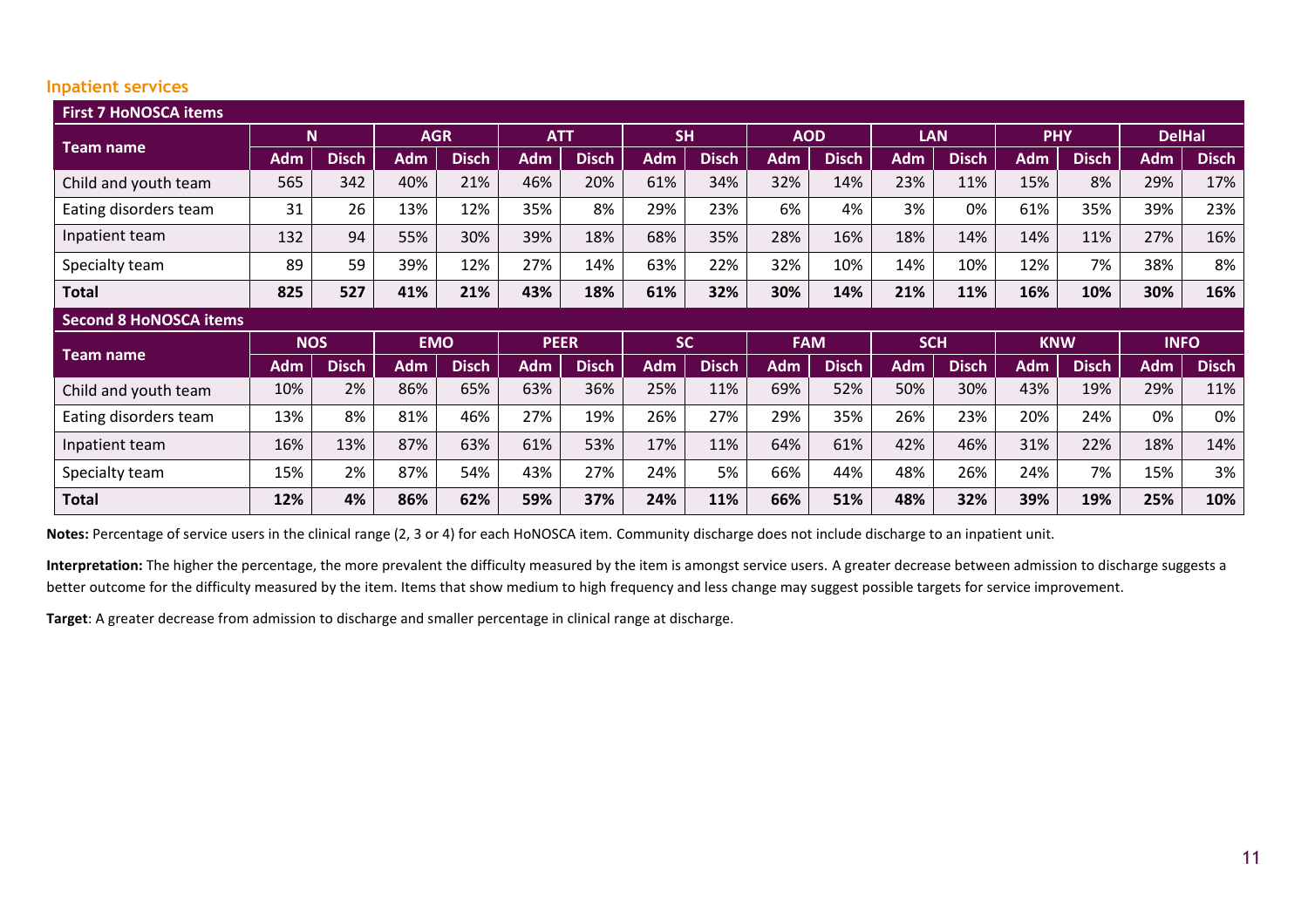### Inpatient services

| First 7 HoNOSCA items | | | | | | | | | | | | | | | | |
|---|---|---|---|---|---|---|---|---|---|---|---|---|---|---|---|---|
| Team name | N | | AGR | | ATT | | SH | | AOD | | LAN | | PHY | | DelHal | |
| | Adm | Disch | Adm | Disch | Adm | Disch | Adm | Disch | Adm | Disch | Adm | Disch | Adm | Disch | Adm | Disch |
| Child and youth team | 565 | 342 | 40% | 21% | 46% | 20% | 61% | 34% | 32% | 14% | 23% | 11% | 15% | 8% | 29% | 17% |
| Eating disorders team | 31 | 26 | 13% | 12% | 35% | 8% | 29% | 23% | 6% | 4% | 3% | 0% | 61% | 35% | 39% | 23% |
| Inpatient team | 132 | 94 | 55% | 30% | 39% | 18% | 68% | 35% | 28% | 16% | 18% | 14% | 14% | 11% | 27% | 16% |
| Specialty team | 89 | 59 | 39% | 12% | 27% | 14% | 63% | 22% | 32% | 10% | 14% | 10% | 12% | 7% | 38% | 8% |
| **Total** | **825** | **527** | **41%** | **21%** | **43%** | **18%** | **61%** | **32%** | **30%** | **14%** | **21%** | **11%** | **16%** | **10%** | **30%** | **16%** |

| Second 8 HoNOSCA items | | | | | | | | | | | | | | | | |
|---|---|---|---|---|---|---|---|---|---|---|---|---|---|---|---|---|
| Team name | NOS | | EMO | | PEER | | SC | | FAM | | SCH | | KNW | | INFO | |
| | Adm | Disch | Adm | Disch | Adm | Disch | Adm | Disch | Adm | Disch | Adm | Disch | Adm | Disch | Adm | Disch |
| Child and youth team | 10% | 2% | 86% | 65% | 63% | 36% | 25% | 11% | 69% | 52% | 50% | 30% | 43% | 19% | 29% | 11% |
| Eating disorders team | 13% | 8% | 81% | 46% | 27% | 19% | 26% | 27% | 29% | 35% | 26% | 23% | 20% | 24% | 0% | 0% |
| Inpatient team | 16% | 13% | 87% | 63% | 61% | 53% | 17% | 11% | 64% | 61% | 42% | 46% | 31% | 22% | 18% | 14% |
| Specialty team | 15% | 2% | 87% | 54% | 43% | 27% | 24% | 5% | 66% | 44% | 48% | 26% | 24% | 7% | 15% | 3% |
| **Total** | **12%** | **4%** | **86%** | **62%** | **59%** | **37%** | **24%** | **11%** | **66%** | **51%** | **48%** | **32%** | **39%** | **19%** | **25%** | **10%** |

**Notes:** Percentage of service users in the clinical range (2, 3 or 4) for each HoNOSCA item. Community discharge does not include discharge to an inpatient unit.

**Interpretation:** The higher the percentage, the more prevalent the difficulty measured by the item is amongst service users. A greater decrease between admission to discharge suggests a better outcome for the difficulty measured by the item. Items that show medium to high frequency and less change may suggest possible targets for service improvement.

**Target**: A greater decrease from admission to discharge and smaller percentage in clinical range at discharge.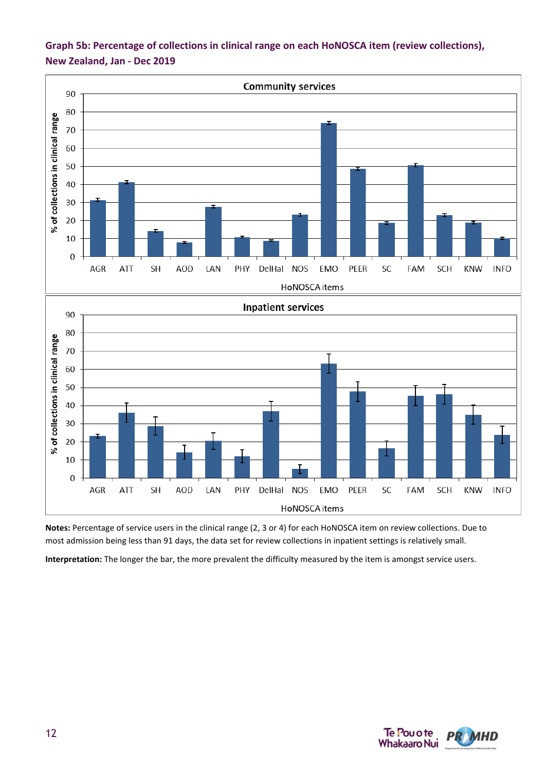## Graph 5b: Percentage of collections in clinical range on each HoNOSCA item (review collections), New Zealand, Jan - Dec 2019

**Notes:** Percentage of service users in the clinical range (2, 3 or 4) for each HoNOSCA item on review collections. Due to most admission being less than 91 days, the data set for review collections in inpatient settings is relatively small.

**Interpretation:** The longer the bar, the more prevalent the difficulty measured by the item is amongst service users.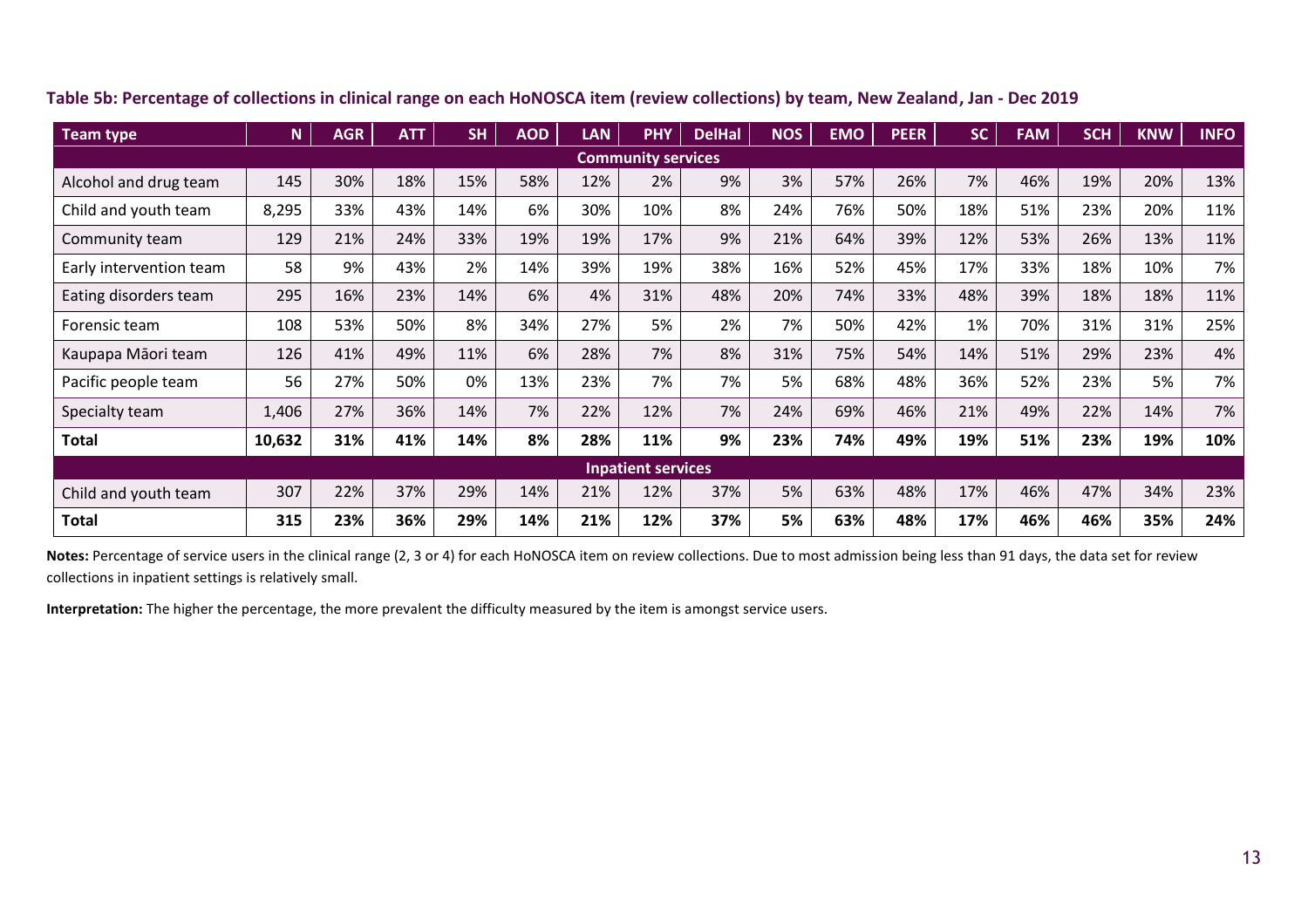**Table 5b: Percentage of collections in clinical range on each HoNOSCA item (review collections) by team, New Zealand, Jan - Dec 2019**

| Team type | N | AGR | ATT | SH | AOD | LAN | PHY | DelHal | NOS | EMO | PEER | SC | FAM | SCH | KNW | INFO |
|---|---|---|---|---|---|---|---|---|---|---|---|---|---|---|---|---|
| **Community services** | | | | | | | | | | | | | | | | |
| Alcohol and drug team | 145 | 30% | 18% | 15% | 58% | 12% | 2% | 9% | 3% | 57% | 26% | 7% | 46% | 19% | 20% | 13% |
| Child and youth team | 8,295 | 33% | 43% | 14% | 6% | 30% | 10% | 8% | 24% | 76% | 50% | 18% | 51% | 23% | 20% | 11% |
| Community team | 129 | 21% | 24% | 33% | 19% | 19% | 17% | 9% | 21% | 64% | 39% | 12% | 53% | 26% | 13% | 11% |
| Early intervention team | 58 | 9% | 43% | 2% | 14% | 39% | 19% | 38% | 16% | 52% | 45% | 17% | 33% | 18% | 10% | 7% |
| Eating disorders team | 295 | 16% | 23% | 14% | 6% | 4% | 31% | 48% | 20% | 74% | 33% | 48% | 39% | 18% | 18% | 11% |
| Forensic team | 108 | 53% | 50% | 8% | 34% | 27% | 5% | 2% | 7% | 50% | 42% | 1% | 70% | 31% | 31% | 25% |
| Kaupapa Māori team | 126 | 41% | 49% | 11% | 6% | 28% | 7% | 8% | 31% | 75% | 54% | 14% | 51% | 29% | 23% | 4% |
| Pacific people team | 56 | 27% | 50% | 0% | 13% | 23% | 7% | 7% | 5% | 68% | 48% | 36% | 52% | 23% | 5% | 7% |
| Specialty team | 1,406 | 27% | 36% | 14% | 7% | 22% | 12% | 7% | 24% | 69% | 46% | 21% | 49% | 22% | 14% | 7% |
| **Total** | **10,632** | **31%** | **41%** | **14%** | **8%** | **28%** | **11%** | **9%** | **23%** | **74%** | **49%** | **19%** | **51%** | **23%** | **19%** | **10%** |
| **Inpatient services** | | | | | | | | | | | | | | | | |
| Child and youth team | 307 | 22% | 37% | 29% | 14% | 21% | 12% | 37% | 5% | 63% | 48% | 17% | 46% | 47% | 34% | 23% |
| **Total** | **315** | **23%** | **36%** | **29%** | **14%** | **21%** | **12%** | **37%** | **5%** | **63%** | **48%** | **17%** | **46%** | **46%** | **35%** | **24%** |

**Notes:** Percentage of service users in the clinical range (2, 3 or 4) for each HoNOSCA item on review collections. Due to most admission being less than 91 days, the data set for review collections in inpatient settings is relatively small.

**Interpretation:** The higher the percentage, the more prevalent the difficulty measured by the item is amongst service users.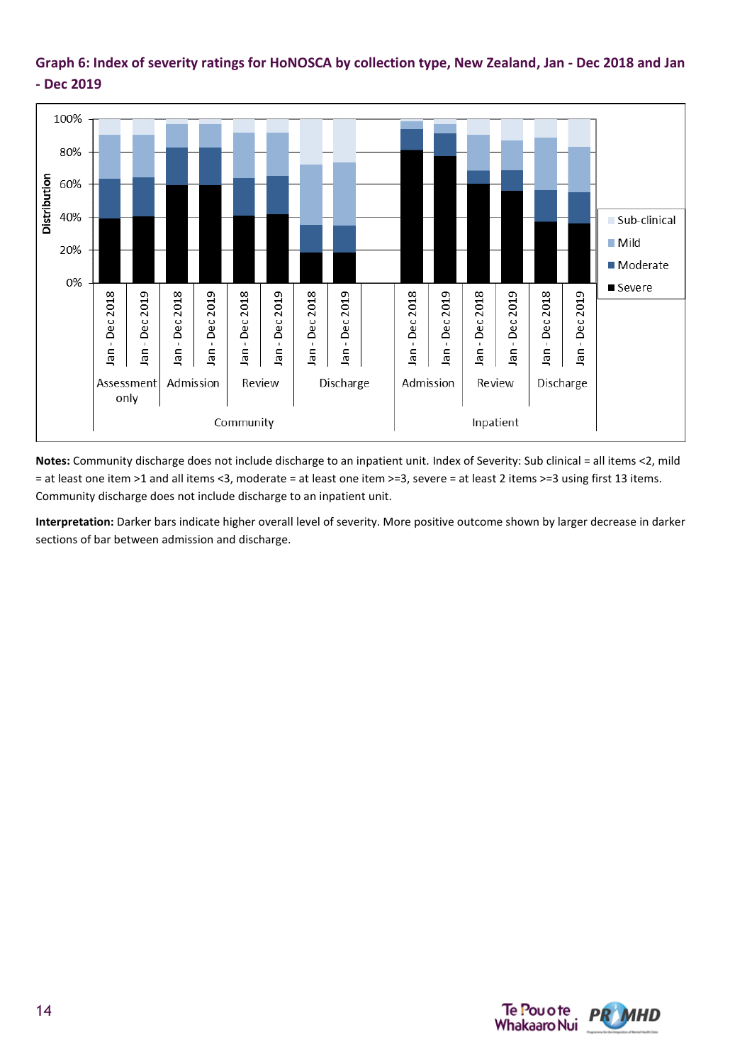**Graph 6: Index of severity ratings for HoNOSCA by collection type, New Zealand, Jan - Dec 2018 and Jan - Dec 2019**

**Notes:** Community discharge does not include discharge to an inpatient unit. Index of Severity: Sub clinical = all items <2, mild = at least one item >1 and all items <3, moderate = at least one item >=3, severe = at least 2 items >=3 using first 13 items. Community discharge does not include discharge to an inpatient unit.

**Interpretation:** Darker bars indicate higher overall level of severity. More positive outcome shown by larger decrease in darker sections of bar between admission and discharge.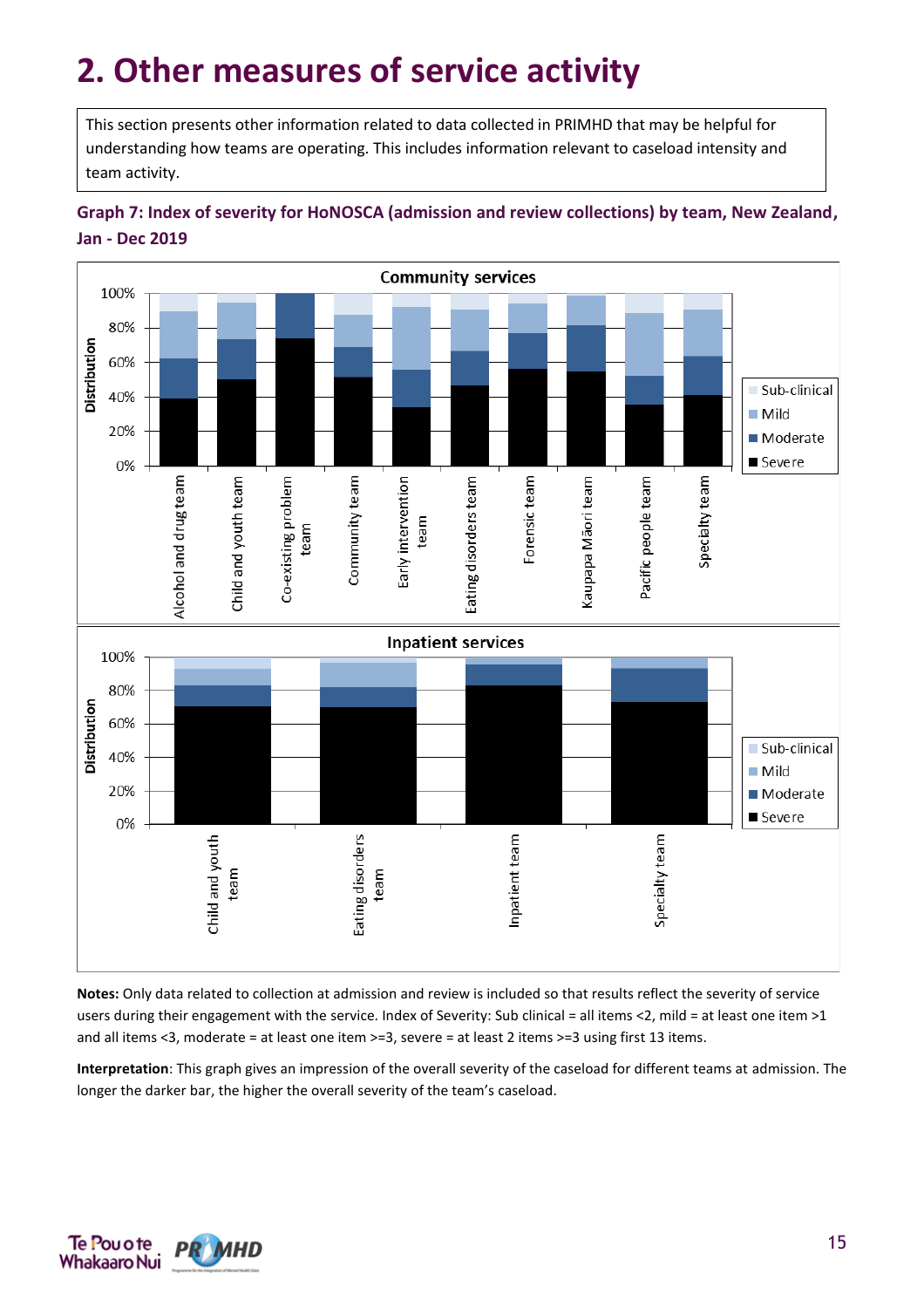# 2. Other measures of service activity

This section presents other information related to data collected in PRIMHD that may be helpful for understanding how teams are operating. This includes information relevant to caseload intensity and team activity.

### Graph 7: Index of severity for HoNOSCA (admission and review collections) by team, New Zealand, Jan - Dec 2019

**Notes:** Only data related to collection at admission and review is included so that results reflect the severity of service users during their engagement with the service. Index of Severity: Sub clinical = all items <2, mild = at least one item >1 and all items <3, moderate = at least one item >=3, severe = at least 2 items >=3 using first 13 items.

**Interpretation**: This graph gives an impression of the overall severity of the caseload for different teams at admission. The longer the darker bar, the higher the overall severity of the team's caseload.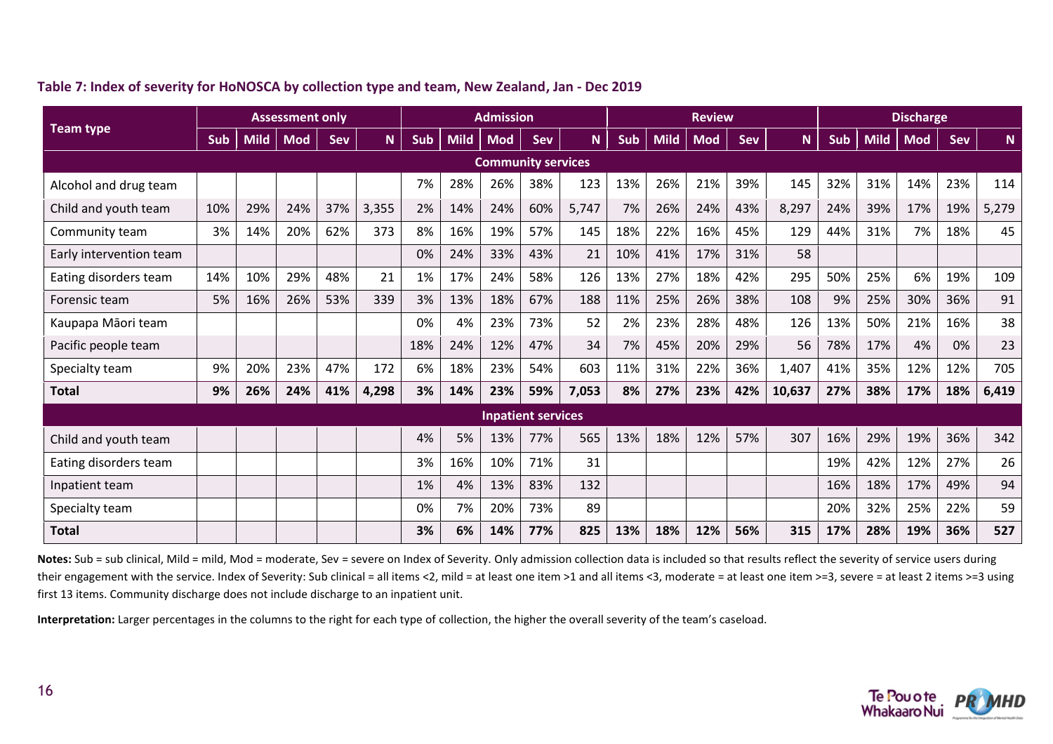**Table 7: Index of severity for HoNOSCA by collection type and team, New Zealand, Jan - Dec 2019**

| Team type | Assessment only | | | | | Admission | | | | | Review | | | | | Discharge | | | | |
|---|---|---|---|---|---|---|---|---|---|---|---|---|---|---|---|---|---|---|---|---|
| | Sub | Mild | Mod | Sev | N | Sub | Mild | Mod | Sev | N | Sub | Mild | Mod | Sev | N | Sub | Mild | Mod | Sev | N |
| **Community services** | | | | | | | | | | | | | | | | | | | | |
| Alcohol and drug team | | | | | | 7% | 28% | 26% | 38% | 123 | 13% | 26% | 21% | 39% | 145 | 32% | 31% | 14% | 23% | 114 |
| Child and youth team | 10% | 29% | 24% | 37% | 3,355 | 2% | 14% | 24% | 60% | 5,747 | 7% | 26% | 24% | 43% | 8,297 | 24% | 39% | 17% | 19% | 5,279 |
| Community team | 3% | 14% | 20% | 62% | 373 | 8% | 16% | 19% | 57% | 145 | 18% | 22% | 16% | 45% | 129 | 44% | 31% | 7% | 18% | 45 |
| Early intervention team | | | | | | 0% | 24% | 33% | 43% | 21 | 10% | 41% | 17% | 31% | 58 | | | | | |
| Eating disorders team | 14% | 10% | 29% | 48% | 21 | 1% | 17% | 24% | 58% | 126 | 13% | 27% | 18% | 42% | 295 | 50% | 25% | 6% | 19% | 109 |
| Forensic team | 5% | 16% | 26% | 53% | 339 | 3% | 13% | 18% | 67% | 188 | 11% | 25% | 26% | 38% | 108 | 9% | 25% | 30% | 36% | 91 |
| Kaupapa Māori team | | | | | | 0% | 4% | 23% | 73% | 52 | 2% | 23% | 28% | 48% | 126 | 13% | 50% | 21% | 16% | 38 |
| Pacific people team | | | | | | 18% | 24% | 12% | 47% | 34 | 7% | 45% | 20% | 29% | 56 | 78% | 17% | 4% | 0% | 23 |
| Specialty team | 9% | 20% | 23% | 47% | 172 | 6% | 18% | 23% | 54% | 603 | 11% | 31% | 22% | 36% | 1,407 | 41% | 35% | 12% | 12% | 705 |
| **Total** | **9%** | **26%** | **24%** | **41%** | **4,298** | **3%** | **14%** | **23%** | **59%** | **7,053** | **8%** | **27%** | **23%** | **42%** | **10,637** | **27%** | **38%** | **17%** | **18%** | **6,419** |
| **Inpatient services** | | | | | | | | | | | | | | | | | | | | |
| Child and youth team | | | | | | 4% | 5% | 13% | 77% | 565 | 13% | 18% | 12% | 57% | 307 | 16% | 29% | 19% | 36% | 342 |
| Eating disorders team | | | | | | 3% | 16% | 10% | 71% | 31 | | | | | | 19% | 42% | 12% | 27% | 26 |
| Inpatient team | | | | | | 1% | 4% | 13% | 83% | 132 | | | | | | 16% | 18% | 17% | 49% | 94 |
| Specialty team | | | | | | 0% | 7% | 20% | 73% | 89 | | | | | | 20% | 32% | 25% | 22% | 59 |
| **Total** | | | | | | **3%** | **6%** | **14%** | **77%** | **825** | **13%** | **18%** | **12%** | **56%** | **315** | **17%** | **28%** | **19%** | **36%** | **527** |

**Notes:** Sub = sub clinical, Mild = mild, Mod = moderate, Sev = severe on Index of Severity. Only admission collection data is included so that results reflect the severity of service users during their engagement with the service. Index of Severity: Sub clinical = all items <2, mild = at least one item >1 and all items <3, moderate = at least one item >=3, severe = at least 2 items >=3 using first 13 items. Community discharge does not include discharge to an inpatient unit.

**Interpretation:** Larger percentages in the columns to the right for each type of collection, the higher the overall severity of the team's caseload.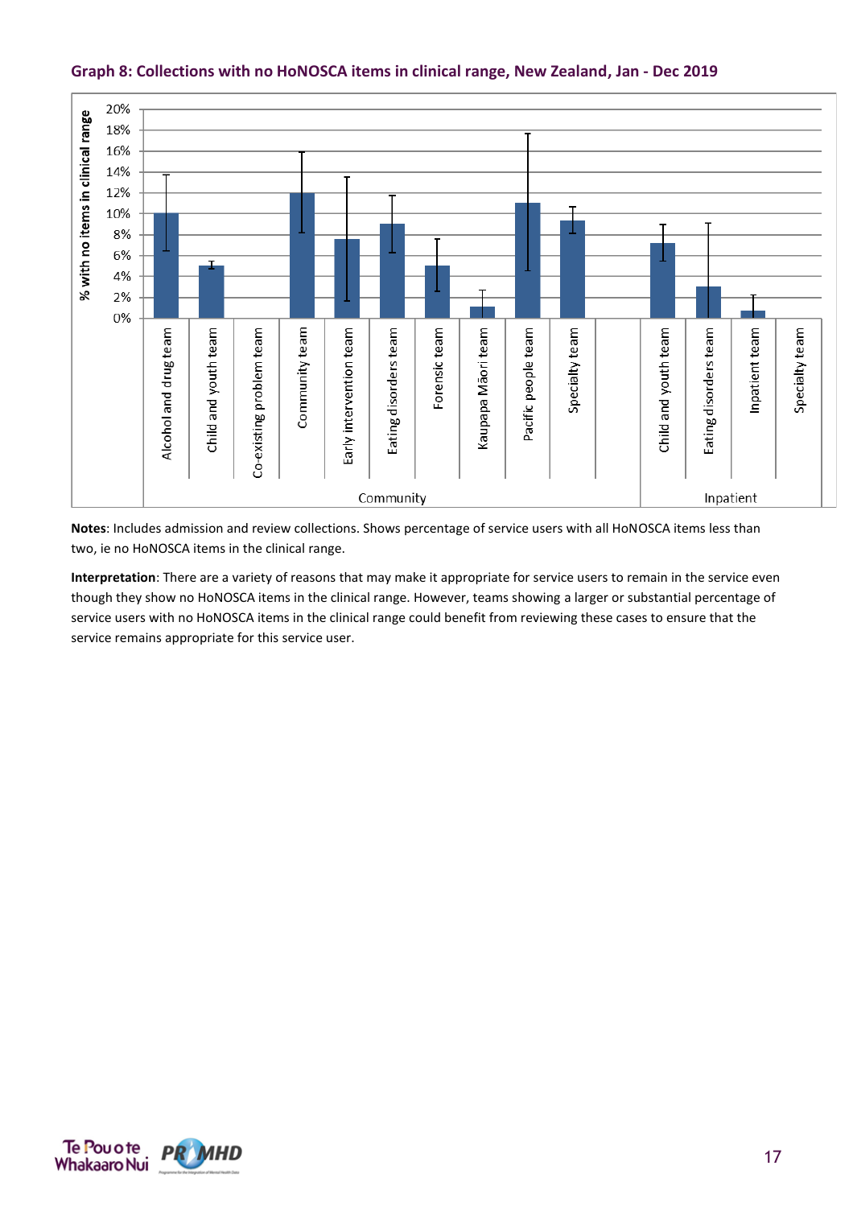### Graph 8: Collections with no HoNOSCA items in clinical range, New Zealand, Jan - Dec 2019

**Notes**: Includes admission and review collections. Shows percentage of service users with all HoNOSCA items less than two, ie no HoNOSCA items in the clinical range.

**Interpretation**: There are a variety of reasons that may make it appropriate for service users to remain in the service even though they show no HoNOSCA items in the clinical range. However, teams showing a larger or substantial percentage of service users with no HoNOSCA items in the clinical range could benefit from reviewing these cases to ensure that the service remains appropriate for this service user.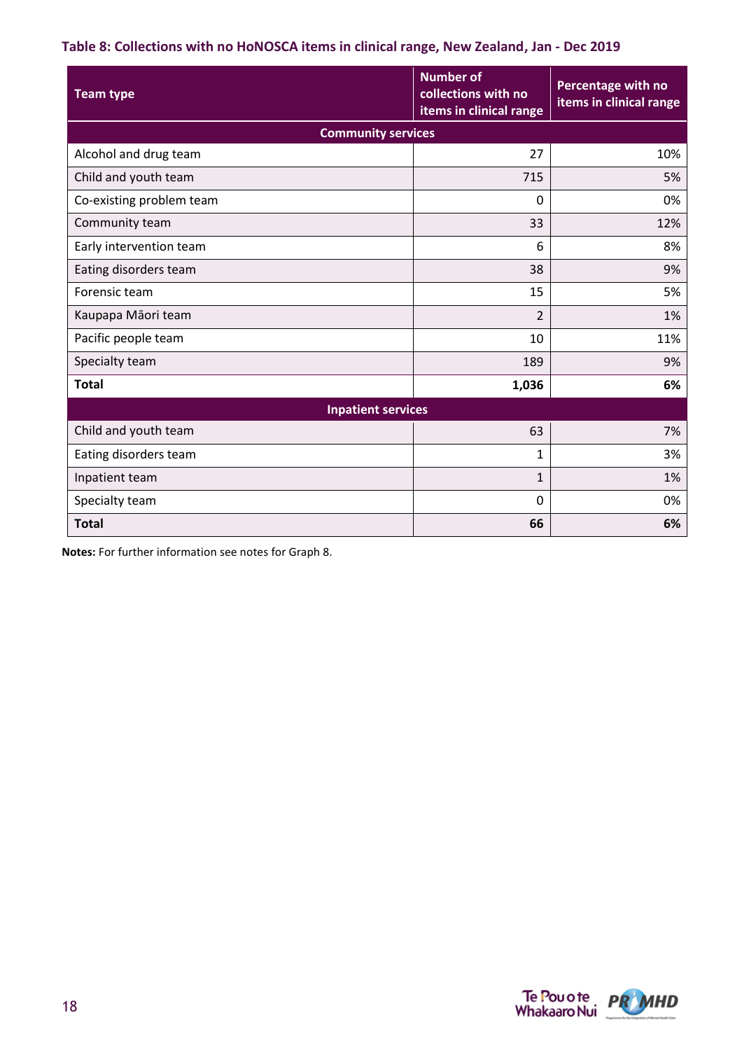### Table 8: Collections with no HoNOSCA items in clinical range, New Zealand, Jan - Dec 2019

| Team type | Number of collections with no items in clinical range | Percentage with no items in clinical range |
|---|---|---|
| **Community services** | | |
| Alcohol and drug team | 27 | 10% |
| Child and youth team | 715 | 5% |
| Co-existing problem team | 0 | 0% |
| Community team | 33 | 12% |
| Early intervention team | 6 | 8% |
| Eating disorders team | 38 | 9% |
| Forensic team | 15 | 5% |
| Kaupapa Māori team | 2 | 1% |
| Pacific people team | 10 | 11% |
| Specialty team | 189 | 9% |
| **Total** | **1,036** | **6%** |
| **Inpatient services** | | |
| Child and youth team | 63 | 7% |
| Eating disorders team | 1 | 3% |
| Inpatient team | 1 | 1% |
| Specialty team | 0 | 0% |
| **Total** | **66** | **6%** |

**Notes:** For further information see notes for Graph 8.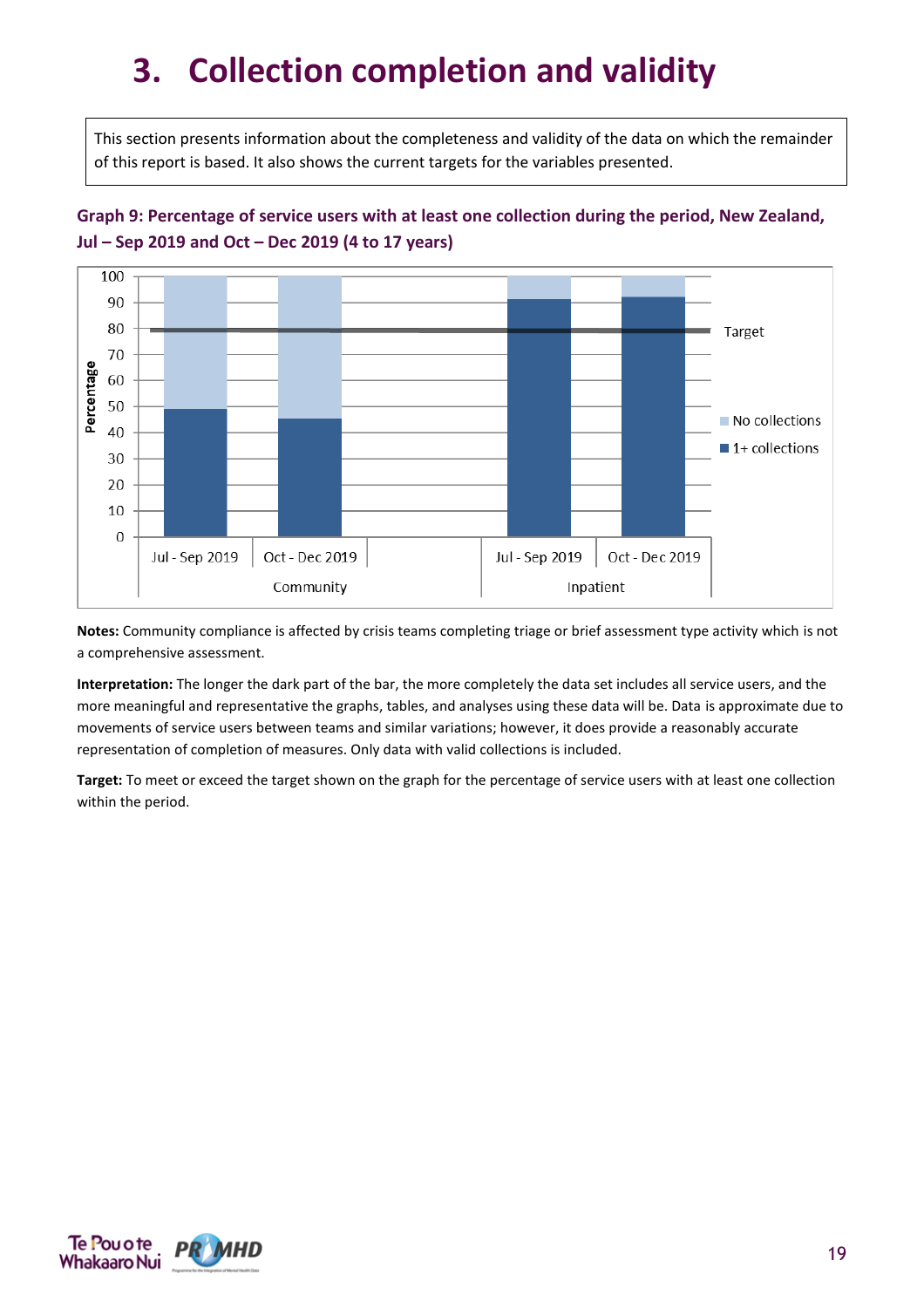# 3. Collection completion and validity

This section presents information about the completeness and validity of the data on which the remainder of this report is based. It also shows the current targets for the variables presented.

**Graph 9: Percentage of service users with at least one collection during the period, New Zealand, Jul – Sep 2019 and Oct – Dec 2019 (4 to 17 years)**

**Notes:** Community compliance is affected by crisis teams completing triage or brief assessment type activity which is not a comprehensive assessment.

**Interpretation:** The longer the dark part of the bar, the more completely the data set includes all service users, and the more meaningful and representative the graphs, tables, and analyses using these data will be. Data is approximate due to movements of service users between teams and similar variations; however, it does provide a reasonably accurate representation of completion of measures. Only data with valid collections is included.

**Target:** To meet or exceed the target shown on the graph for the percentage of service users with at least one collection within the period.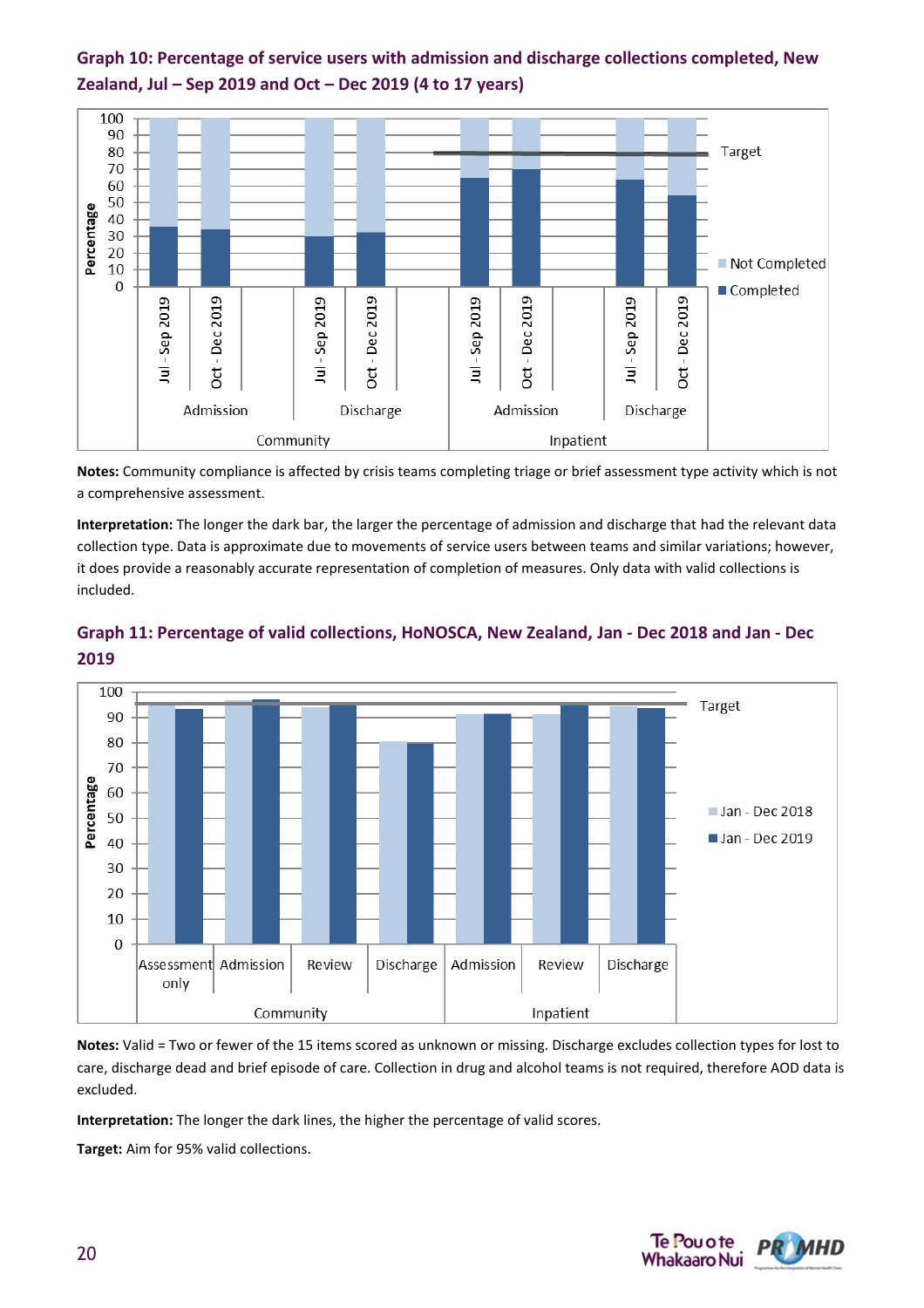### Graph 10: Percentage of service users with admission and discharge collections completed, New Zealand, Jul – Sep 2019 and Oct – Dec 2019 (4 to 17 years)

**Notes:** Community compliance is affected by crisis teams completing triage or brief assessment type activity which is not a comprehensive assessment.

**Interpretation:** The longer the dark bar, the larger the percentage of admission and discharge that had the relevant data collection type. Data is approximate due to movements of service users between teams and similar variations; however, it does provide a reasonably accurate representation of completion of measures. Only data with valid collections is included.

### Graph 11: Percentage of valid collections, HoNOSCA, New Zealand, Jan - Dec 2018 and Jan - Dec 2019

**Notes:** Valid = Two or fewer of the 15 items scored as unknown or missing. Discharge excludes collection types for lost to care, discharge dead and brief episode of care. Collection in drug and alcohol teams is not required, therefore AOD data is excluded.

**Interpretation:** The longer the dark lines, the higher the percentage of valid scores.

**Target:** Aim for 95% valid collections.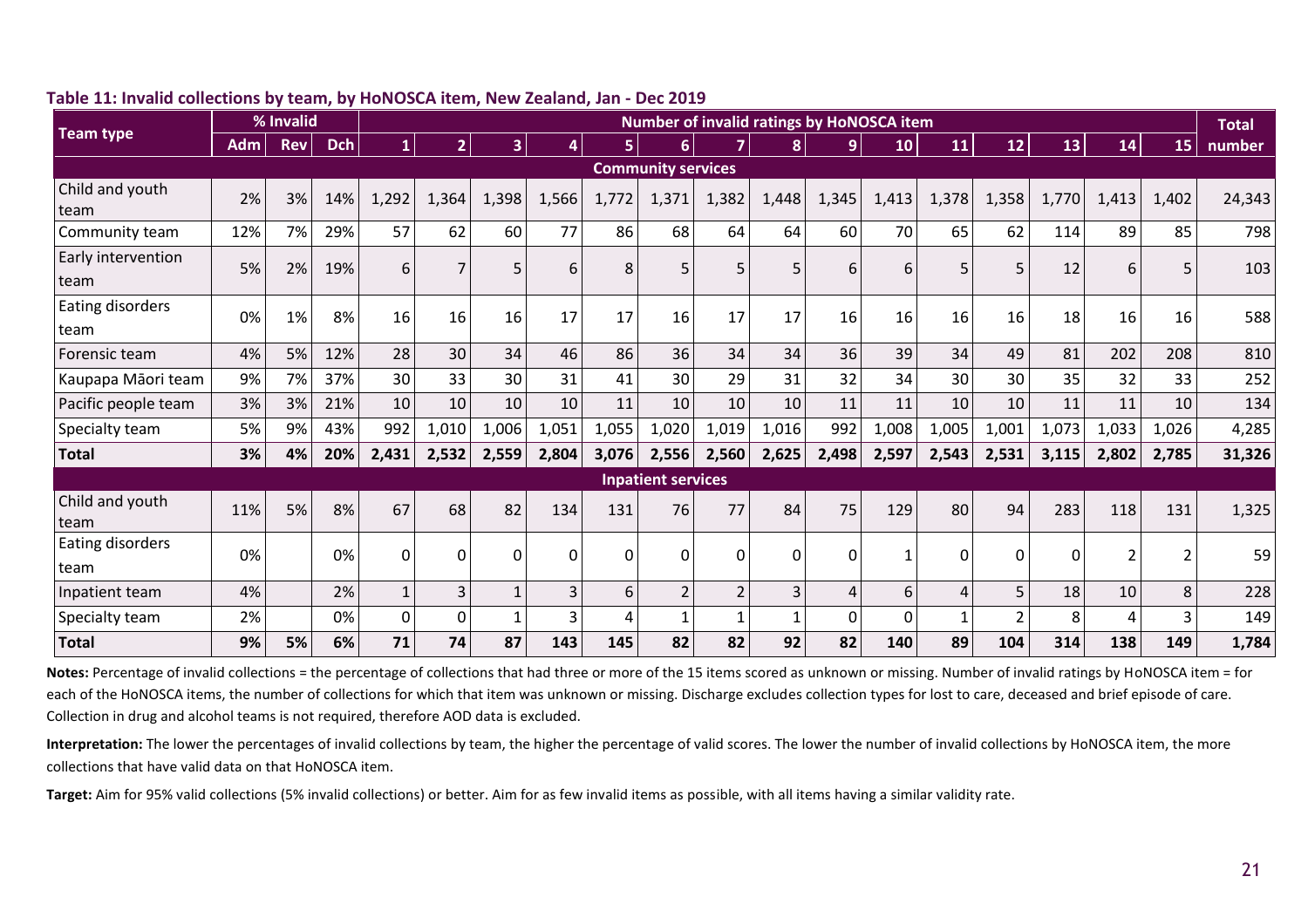**Table 11: Invalid collections by team, by HoNOSCA item, New Zealand, Jan - Dec 2019**

| Team type | % Invalid | | | Number of invalid ratings by HoNOSCA item | | | | | | | | | | | | | | | Total |
|---|---|---|---|---|---|---|---|---|---|---|---|---|---|---|---|---|---|---|---|
| | Adm | Rev | Dch | 1 | 2 | 3 | 4 | 5 | 6 | 7 | 8 | 9 | 10 | 11 | 12 | 13 | 14 | 15 | number |
| **Community services** | | | | | | | | | | | | | | | | | | | |
| Child and youth team | 2% | 3% | 14% | 1,292 | 1,364 | 1,398 | 1,566 | 1,772 | 1,371 | 1,382 | 1,448 | 1,345 | 1,413 | 1,378 | 1,358 | 1,770 | 1,413 | 1,402 | 24,343 |
| Community team | 12% | 7% | 29% | 57 | 62 | 60 | 77 | 86 | 68 | 64 | 64 | 60 | 70 | 65 | 62 | 114 | 89 | 85 | 798 |
| Early intervention team | 5% | 2% | 19% | 6 | 7 | 5 | 6 | 8 | 5 | 5 | 5 | 6 | 6 | 5 | 5 | 12 | 6 | 5 | 103 |
| Eating disorders team | 0% | 1% | 8% | 16 | 16 | 16 | 17 | 17 | 16 | 17 | 17 | 16 | 16 | 16 | 16 | 18 | 16 | 16 | 588 |
| Forensic team | 4% | 5% | 12% | 28 | 30 | 34 | 46 | 86 | 36 | 34 | 34 | 36 | 39 | 34 | 49 | 81 | 202 | 208 | 810 |
| Kaupapa Māori team | 9% | 7% | 37% | 30 | 33 | 30 | 31 | 41 | 30 | 29 | 31 | 32 | 34 | 30 | 30 | 35 | 32 | 33 | 252 |
| Pacific people team | 3% | 3% | 21% | 10 | 10 | 10 | 10 | 11 | 10 | 10 | 10 | 11 | 11 | 10 | 10 | 11 | 11 | 10 | 134 |
| Specialty team | 5% | 9% | 43% | 992 | 1,010 | 1,006 | 1,051 | 1,055 | 1,020 | 1,019 | 1,016 | 992 | 1,008 | 1,005 | 1,001 | 1,073 | 1,033 | 1,026 | 4,285 |
| **Total** | **3%** | **4%** | **20%** | **2,431** | **2,532** | **2,559** | **2,804** | **3,076** | **2,556** | **2,560** | **2,625** | **2,498** | **2,597** | **2,543** | **2,531** | **3,115** | **2,802** | **2,785** | **31,326** |
| **Inpatient services** | | | | | | | | | | | | | | | | | | | |
| Child and youth team | 11% | 5% | 8% | 67 | 68 | 82 | 134 | 131 | 76 | 77 | 84 | 75 | 129 | 80 | 94 | 283 | 118 | 131 | 1,325 |
| Eating disorders team | 0% | | 0% | 0 | 0 | 0 | 0 | 0 | 0 | 0 | 0 | 0 | 1 | 0 | 0 | 0 | 2 | 2 | 59 |
| Inpatient team | 4% | | 2% | 1 | 3 | 1 | 3 | 6 | 2 | 2 | 3 | 4 | 6 | 4 | 5 | 18 | 10 | 8 | 228 |
| Specialty team | 2% | | 0% | 0 | 0 | 1 | 3 | 4 | 1 | 1 | 1 | 0 | 0 | 1 | 2 | 8 | 4 | 3 | 149 |
| **Total** | **9%** | **5%** | **6%** | **71** | **74** | **87** | **143** | **145** | **82** | **82** | **92** | **82** | **140** | **89** | **104** | **314** | **138** | **149** | **1,784** |

**Notes:** Percentage of invalid collections = the percentage of collections that had three or more of the 15 items scored as unknown or missing. Number of invalid ratings by HoNOSCA item = for each of the HoNOSCA items, the number of collections for which that item was unknown or missing. Discharge excludes collection types for lost to care, deceased and brief episode of care. Collection in drug and alcohol teams is not required, therefore AOD data is excluded.

**Interpretation:** The lower the percentages of invalid collections by team, the higher the percentage of valid scores. The lower the number of invalid collections by HoNOSCA item, the more collections that have valid data on that HoNOSCA item.

**Target:** Aim for 95% valid collections (5% invalid collections) or better. Aim for as few invalid items as possible, with all items having a similar validity rate.